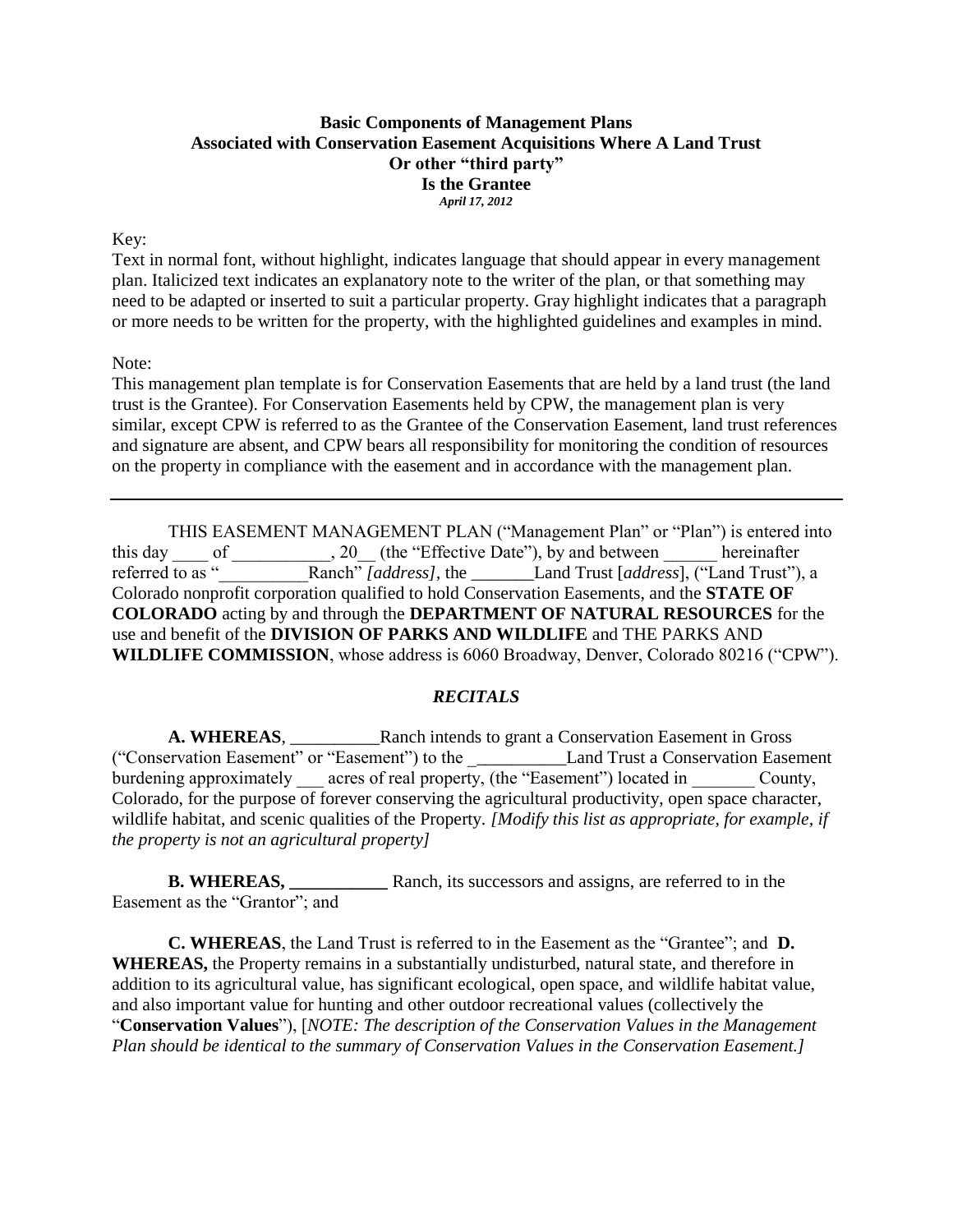**Basic Components of Management Plans**
**Associated with Conservation Easement Acquisitions Where A Land Trust**
**Or other "third party"**
**Is the Grantee**
***April 17, 2012***

Key:
Text in normal font, without highlight, indicates language that should appear in every management plan. Italicized text indicates an explanatory note to the writer of the plan, or that something may need to be adapted or inserted to suit a particular property. Gray highlight indicates that a paragraph or more needs to be written for the property, with the highlighted guidelines and examples in mind.

Note:
This management plan template is for Conservation Easements that are held by a land trust (the land trust is the Grantee). For Conservation Easements held by CPW, the management plan is very similar, except CPW is referred to as the Grantee of the Conservation Easement, land trust references and signature are absent, and CPW bears all responsibility for monitoring the condition of resources on the property in compliance with the easement and in accordance with the management plan.

---

THIS EASEMENT MANAGEMENT PLAN ("Management Plan" or "Plan") is entered into this day ____ of ___________, 20__ (the "Effective Date"), by and between ______ hereinafter referred to as "__________Ranch" *[address]*, the _______Land Trust [*address*], ("Land Trust"), a Colorado nonprofit corporation qualified to hold Conservation Easements, and the **STATE OF COLORADO** acting by and through the **DEPARTMENT OF NATURAL RESOURCES** for the use and benefit of the **DIVISION OF PARKS AND WILDLIFE** and THE PARKS AND **WILDLIFE COMMISSION**, whose address is 6060 Broadway, Denver, Colorado 80216 ("CPW").

### *RECITALS*

**A. WHEREAS**, __________Ranch intends to grant a Conservation Easement in Gross ("Conservation Easement" or "Easement") to the __________Land Trust a Conservation Easement burdening approximately ___ acres of real property, (the "Easement") located in _______ County, Colorado, for the purpose of forever conserving the agricultural productivity, open space character, wildlife habitat, and scenic qualities of the Property. *[Modify this list as appropriate, for example, if the property is not an agricultural property]*

**B. WHEREAS, ___________** Ranch, its successors and assigns, are referred to in the Easement as the "Grantor"; and

**C. WHEREAS**, the Land Trust is referred to in the Easement as the "Grantee"; and **D. WHEREAS,** the Property remains in a substantially undisturbed, natural state, and therefore in addition to its agricultural value, has significant ecological, open space, and wildlife habitat value, and also important value for hunting and other outdoor recreational values (collectively the "**Conservation Values**"), [*NOTE: The description of the Conservation Values in the Management Plan should be identical to the summary of Conservation Values in the Conservation Easement.]*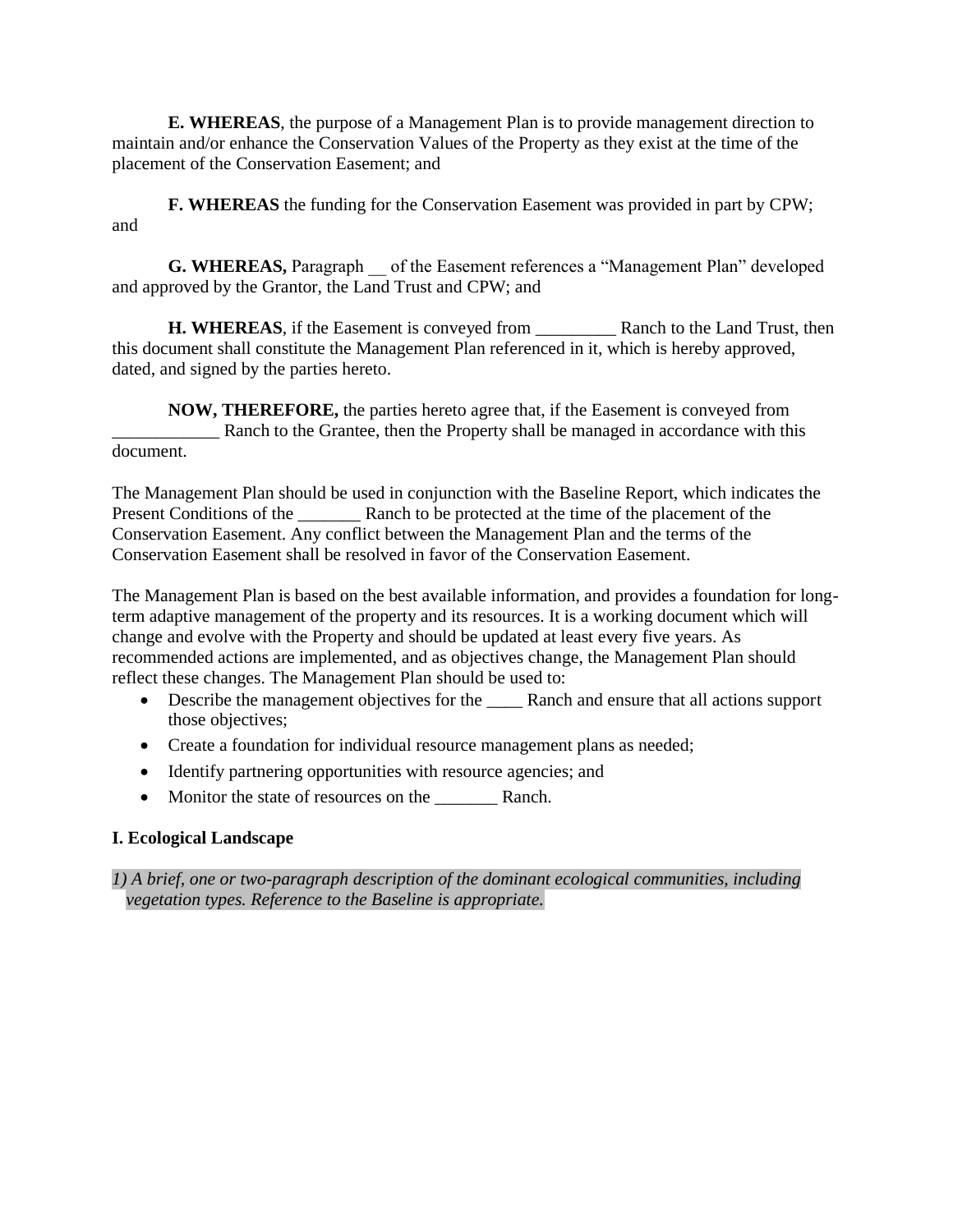**E. WHEREAS**, the purpose of a Management Plan is to provide management direction to maintain and/or enhance the Conservation Values of the Property as they exist at the time of the placement of the Conservation Easement; and

**F. WHEREAS** the funding for the Conservation Easement was provided in part by CPW; and

**G. WHEREAS,** Paragraph __ of the Easement references a "Management Plan" developed and approved by the Grantor, the Land Trust and CPW; and

**H. WHEREAS**, if the Easement is conveyed from _________ Ranch to the Land Trust, then this document shall constitute the Management Plan referenced in it, which is hereby approved, dated, and signed by the parties hereto.

**NOW, THEREFORE,** the parties hereto agree that, if the Easement is conveyed from ____________ Ranch to the Grantee, then the Property shall be managed in accordance with this document.

The Management Plan should be used in conjunction with the Baseline Report, which indicates the Present Conditions of the _______ Ranch to be protected at the time of the placement of the Conservation Easement. Any conflict between the Management Plan and the terms of the Conservation Easement shall be resolved in favor of the Conservation Easement.

The Management Plan is based on the best available information, and provides a foundation for long-term adaptive management of the property and its resources. It is a working document which will change and evolve with the Property and should be updated at least every five years. As recommended actions are implemented, and as objectives change, the Management Plan should reflect these changes. The Management Plan should be used to:

- Describe the management objectives for the ____ Ranch and ensure that all actions support those objectives;
- Create a foundation for individual resource management plans as needed;
- Identify partnering opportunities with resource agencies; and
- Monitor the state of resources on the _______ Ranch.

**I. Ecological Landscape**

*1) A brief, one or two-paragraph description of the dominant ecological communities, including vegetation types. Reference to the Baseline is appropriate.*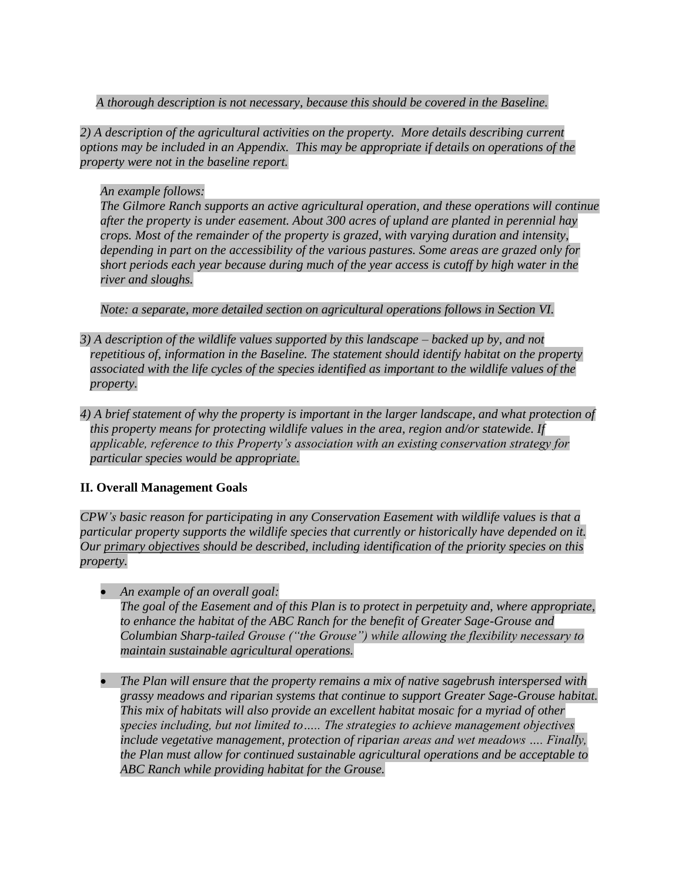*A thorough description is not necessary, because this should be covered in the Baseline.*

*2) A description of the agricultural activities on the property. More details describing current options may be included in an Appendix. This may be appropriate if details on operations of the property were not in the baseline report.*

*An example follows:*
*The Gilmore Ranch supports an active agricultural operation, and these operations will continue after the property is under easement. About 300 acres of upland are planted in perennial hay crops. Most of the remainder of the property is grazed, with varying duration and intensity, depending in part on the accessibility of the various pastures. Some areas are grazed only for short periods each year because during much of the year access is cutoff by high water in the river and sloughs.*

*Note: a separate, more detailed section on agricultural operations follows in Section VI.*

*3) A description of the wildlife values supported by this landscape – backed up by, and not repetitious of, information in the Baseline. The statement should identify habitat on the property associated with the life cycles of the species identified as important to the wildlife values of the property.*

*4) A brief statement of why the property is important in the larger landscape, and what protection of this property means for protecting wildlife values in the area, region and/or statewide. If applicable, reference to this Property's association with an existing conservation strategy for particular species would be appropriate.*

## II. Overall Management Goals

*CPW's basic reason for participating in any Conservation Easement with wildlife values is that a particular property supports the wildlife species that currently or historically have depended on it. Our primary objectives should be described, including identification of the priority species on this property.*

- *An example of an overall goal:*
  *The goal of the Easement and of this Plan is to protect in perpetuity and, where appropriate, to enhance the habitat of the ABC Ranch for the benefit of Greater Sage-Grouse and Columbian Sharp-tailed Grouse ("the Grouse") while allowing the flexibility necessary to maintain sustainable agricultural operations.*

- *The Plan will ensure that the property remains a mix of native sagebrush interspersed with grassy meadows and riparian systems that continue to support Greater Sage-Grouse habitat. This mix of habitats will also provide an excellent habitat mosaic for a myriad of other species including, but not limited to….. The strategies to achieve management objectives include vegetative management, protection of riparian areas and wet meadows …. Finally, the Plan must allow for continued sustainable agricultural operations and be acceptable to ABC Ranch while providing habitat for the Grouse.*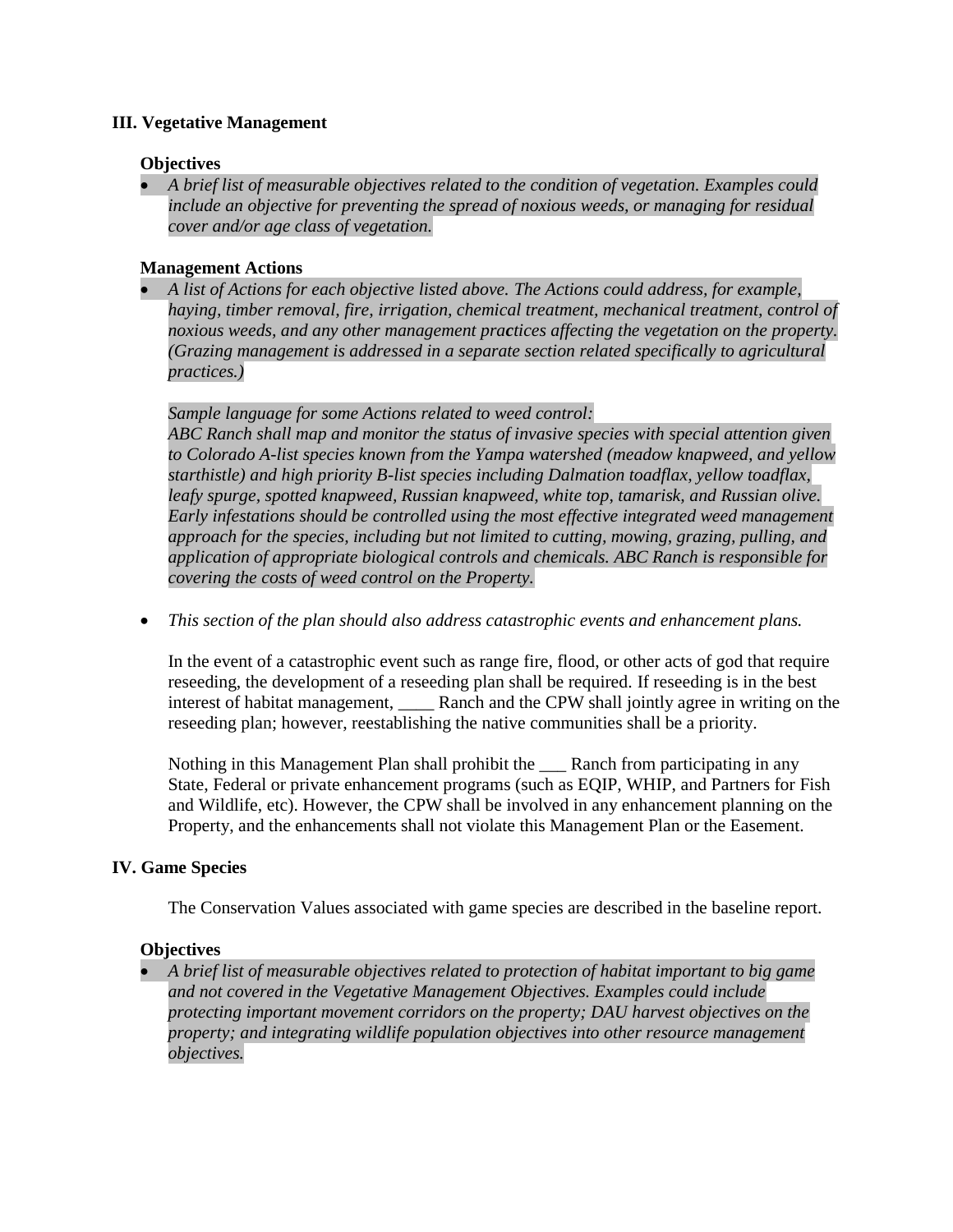## III. Vegetative Management

### Objectives

- *A brief list of measurable objectives related to the condition of vegetation. Examples could include an objective for preventing the spread of noxious weeds, or managing for residual cover and/or age class of vegetation.*

### Management Actions

- *A list of Actions for each objective listed above. The Actions could address, for example, haying, timber removal, fire, irrigation, chemical treatment, mechanical treatment, control of noxious weeds, and any other management practices affecting the vegetation on the property. (Grazing management is addressed in a separate section related specifically to agricultural practices.)*

  *Sample language for some Actions related to weed control:*
  *ABC Ranch shall map and monitor the status of invasive species with special attention given to Colorado A-list species known from the Yampa watershed (meadow knapweed, and yellow starthistle) and high priority B-list species including Dalmation toadflax, yellow toadflax, leafy spurge, spotted knapweed, Russian knapweed, white top, tamarisk, and Russian olive. Early infestations should be controlled using the most effective integrated weed management approach for the species, including but not limited to cutting, mowing, grazing, pulling, and application of appropriate biological controls and chemicals. ABC Ranch is responsible for covering the costs of weed control on the Property.*

- *This section of the plan should also address catastrophic events and enhancement plans.*

  In the event of a catastrophic event such as range fire, flood, or other acts of god that require reseeding, the development of a reseeding plan shall be required. If reseeding is in the best interest of habitat management, ____ Ranch and the CPW shall jointly agree in writing on the reseeding plan; however, reestablishing the native communities shall be a priority.

  Nothing in this Management Plan shall prohibit the ___ Ranch from participating in any State, Federal or private enhancement programs (such as EQIP, WHIP, and Partners for Fish and Wildlife, etc). However, the CPW shall be involved in any enhancement planning on the Property, and the enhancements shall not violate this Management Plan or the Easement.

## IV. Game Species

The Conservation Values associated with game species are described in the baseline report.

### Objectives

- *A brief list of measurable objectives related to protection of habitat important to big game and not covered in the Vegetative Management Objectives. Examples could include protecting important movement corridors on the property; DAU harvest objectives on the property; and integrating wildlife population objectives into other resource management objectives.*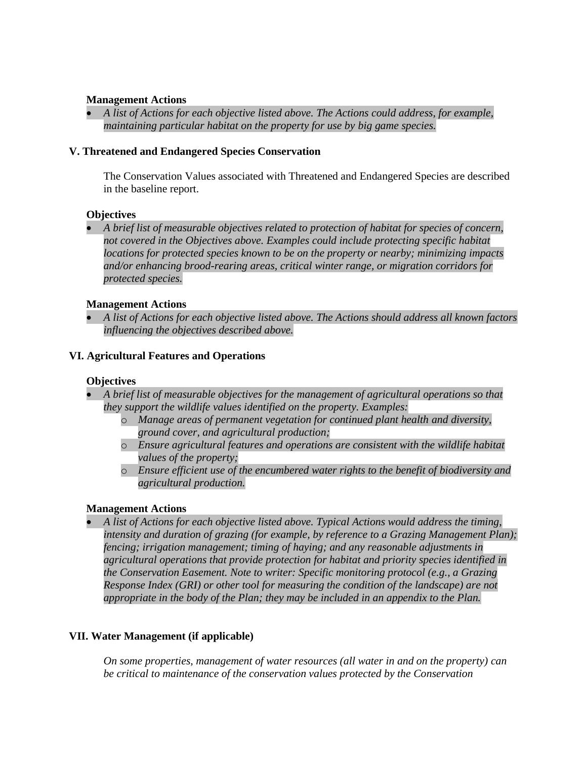**Management Actions**

- *A list of Actions for each objective listed above. The Actions could address, for example, maintaining particular habitat on the property for use by big game species.*

## V. Threatened and Endangered Species Conservation

The Conservation Values associated with Threatened and Endangered Species are described in the baseline report.

**Objectives**

- *A brief list of measurable objectives related to protection of habitat for species of concern, not covered in the Objectives above. Examples could include protecting specific habitat locations for protected species known to be on the property or nearby; minimizing impacts and/or enhancing brood-rearing areas, critical winter range, or migration corridors for protected species.*

**Management Actions**

- *A list of Actions for each objective listed above. The Actions should address all known factors influencing the objectives described above.*

## VI. Agricultural Features and Operations

**Objectives**

- *A brief list of measurable objectives for the management of agricultural operations so that they support the wildlife values identified on the property. Examples:*
  - *Manage areas of permanent vegetation for continued plant health and diversity, ground cover, and agricultural production;*
  - *Ensure agricultural features and operations are consistent with the wildlife habitat values of the property;*
  - *Ensure efficient use of the encumbered water rights to the benefit of biodiversity and agricultural production.*

**Management Actions**

- *A list of Actions for each objective listed above. Typical Actions would address the timing, intensity and duration of grazing (for example, by reference to a Grazing Management Plan); fencing; irrigation management; timing of haying; and any reasonable adjustments in agricultural operations that provide protection for habitat and priority species identified in the Conservation Easement. Note to writer: Specific monitoring protocol (e.g., a Grazing Response Index (GRI) or other tool for measuring the condition of the landscape) are not appropriate in the body of the Plan; they may be included in an appendix to the Plan.*

## VII. Water Management (if applicable)

*On some properties, management of water resources (all water in and on the property) can be critical to maintenance of the conservation values protected by the Conservation*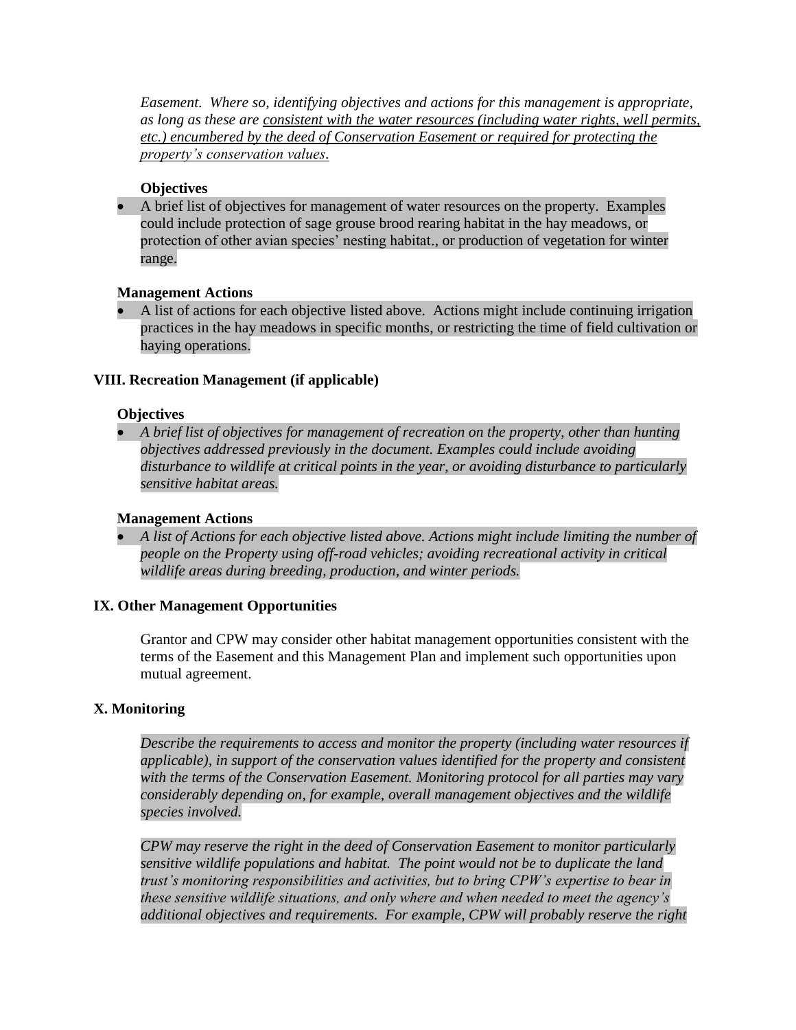*Easement. Where so, identifying objectives and actions for this management is appropriate, as long as these are consistent with the water resources (including water rights, well permits, etc.) encumbered by the deed of Conservation Easement or required for protecting the property's conservation values.*

**Objectives**

- A brief list of objectives for management of water resources on the property. Examples could include protection of sage grouse brood rearing habitat in the hay meadows, or protection of other avian species' nesting habitat., or production of vegetation for winter range.

**Management Actions**

- A list of actions for each objective listed above. Actions might include continuing irrigation practices in the hay meadows in specific months, or restricting the time of field cultivation or haying operations.

## VIII. Recreation Management (if applicable)

**Objectives**

- *A brief list of objectives for management of recreation on the property, other than hunting objectives addressed previously in the document. Examples could include avoiding disturbance to wildlife at critical points in the year, or avoiding disturbance to particularly sensitive habitat areas.*

**Management Actions**

- *A list of Actions for each objective listed above. Actions might include limiting the number of people on the Property using off-road vehicles; avoiding recreational activity in critical wildlife areas during breeding, production, and winter periods.*

## IX. Other Management Opportunities

Grantor and CPW may consider other habitat management opportunities consistent with the terms of the Easement and this Management Plan and implement such opportunities upon mutual agreement.

## X. Monitoring

*Describe the requirements to access and monitor the property (including water resources if applicable), in support of the conservation values identified for the property and consistent with the terms of the Conservation Easement. Monitoring protocol for all parties may vary considerably depending on, for example, overall management objectives and the wildlife species involved.*

*CPW may reserve the right in the deed of Conservation Easement to monitor particularly sensitive wildlife populations and habitat. The point would not be to duplicate the land trust's monitoring responsibilities and activities, but to bring CPW's expertise to bear in these sensitive wildlife situations, and only where and when needed to meet the agency's additional objectives and requirements. For example, CPW will probably reserve the right*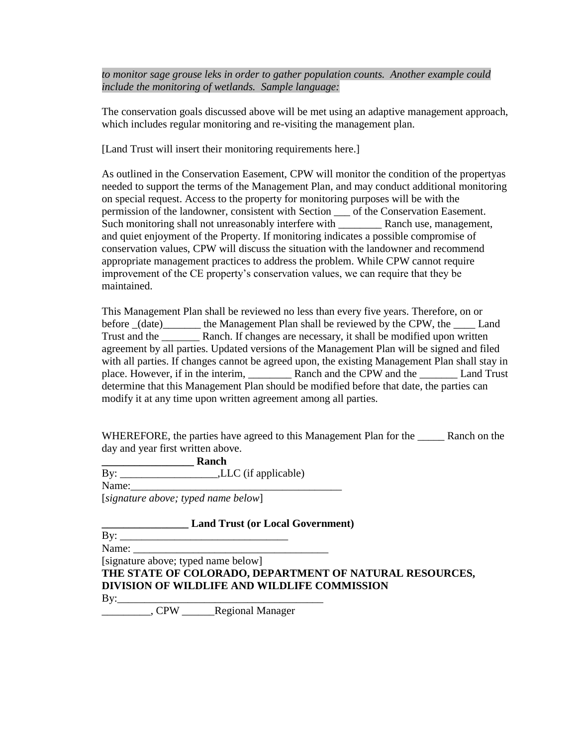*to monitor sage grouse leks in order to gather population counts. Another example could include the monitoring of wetlands. Sample language:*

The conservation goals discussed above will be met using an adaptive management approach, which includes regular monitoring and re-visiting the management plan.

[Land Trust will insert their monitoring requirements here.]

As outlined in the Conservation Easement, CPW will monitor the condition of the propertyas needed to support the terms of the Management Plan, and may conduct additional monitoring on special request. Access to the property for monitoring purposes will be with the permission of the landowner, consistent with Section ___ of the Conservation Easement. Such monitoring shall not unreasonably interfere with ________ Ranch use, management, and quiet enjoyment of the Property. If monitoring indicates a possible compromise of conservation values, CPW will discuss the situation with the landowner and recommend appropriate management practices to address the problem. While CPW cannot require improvement of the CE property's conservation values, we can require that they be maintained.

This Management Plan shall be reviewed no less than every five years. Therefore, on or before _(date)_______ the Management Plan shall be reviewed by the CPW, the ____ Land Trust and the _______ Ranch. If changes are necessary, it shall be modified upon written agreement by all parties. Updated versions of the Management Plan will be signed and filed with all parties. If changes cannot be agreed upon, the existing Management Plan shall stay in place. However, if in the interim, ________ Ranch and the CPW and the _______ Land Trust determine that this Management Plan should be modified before that date, the parties can modify it at any time upon written agreement among all parties.

WHEREFORE, the parties have agreed to this Management Plan for the _____ Ranch on the day and year first written above.

**________________ Ranch**
By: __________________,LLC (if applicable)
Name:_______________________________________
[*signature above; typed name below*]

**________________ Land Trust (or Local Government)**
By: _______________________________
Name: ____________________________________
[signature above; typed name below]
**THE STATE OF COLORADO, DEPARTMENT OF NATURAL RESOURCES, DIVISION OF WILDLIFE AND WILDLIFE COMMISSION**
By:_____________________________________
_________, CPW ______Regional Manager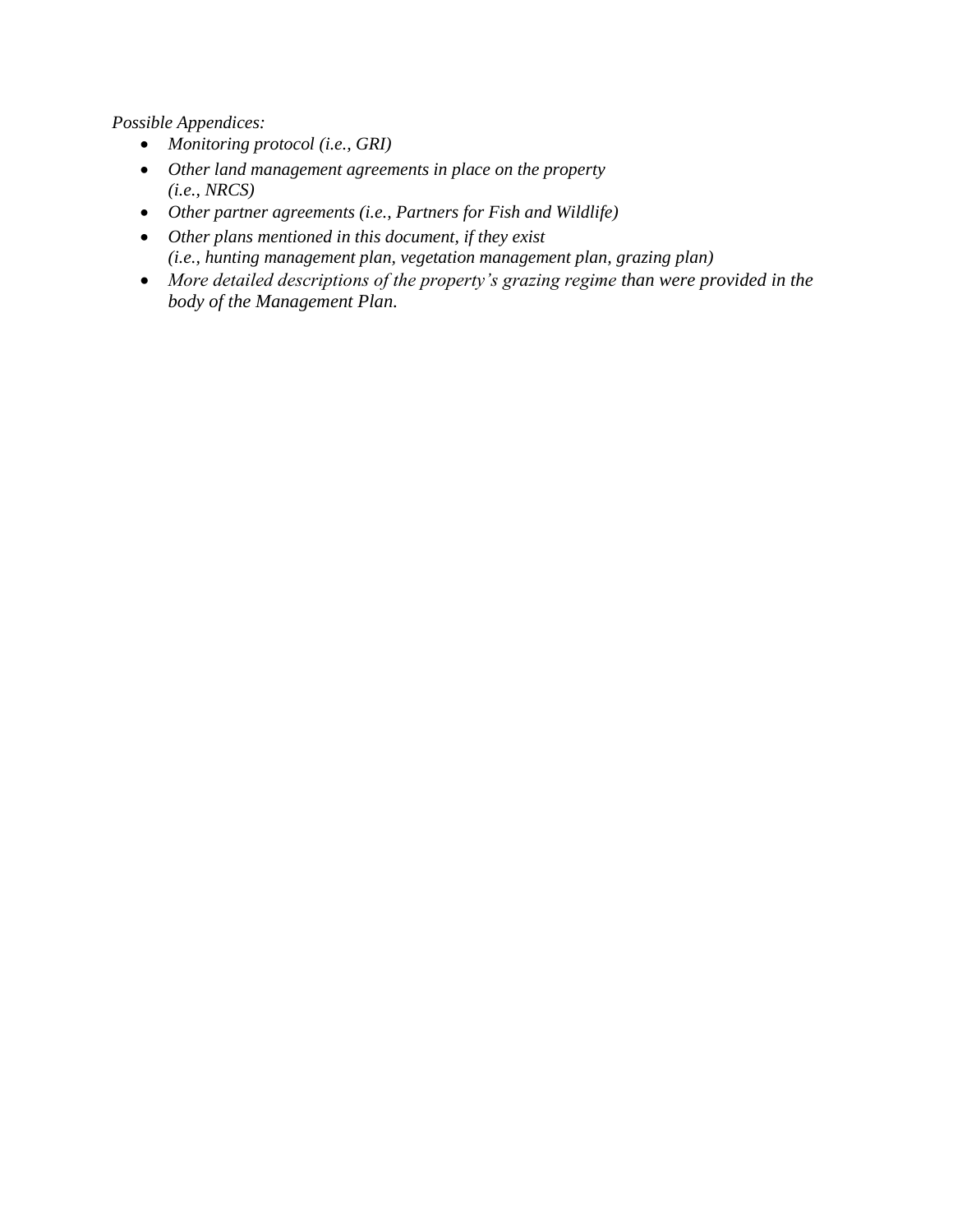*Possible Appendices:*

- *Monitoring protocol (i.e., GRI)*
- *Other land management agreements in place on the property (i.e., NRCS)*
- *Other partner agreements (i.e., Partners for Fish and Wildlife)*
- *Other plans mentioned in this document, if they exist (i.e., hunting management plan, vegetation management plan, grazing plan)*
- *More detailed descriptions of the property's grazing regime than were provided in the body of the Management Plan.*